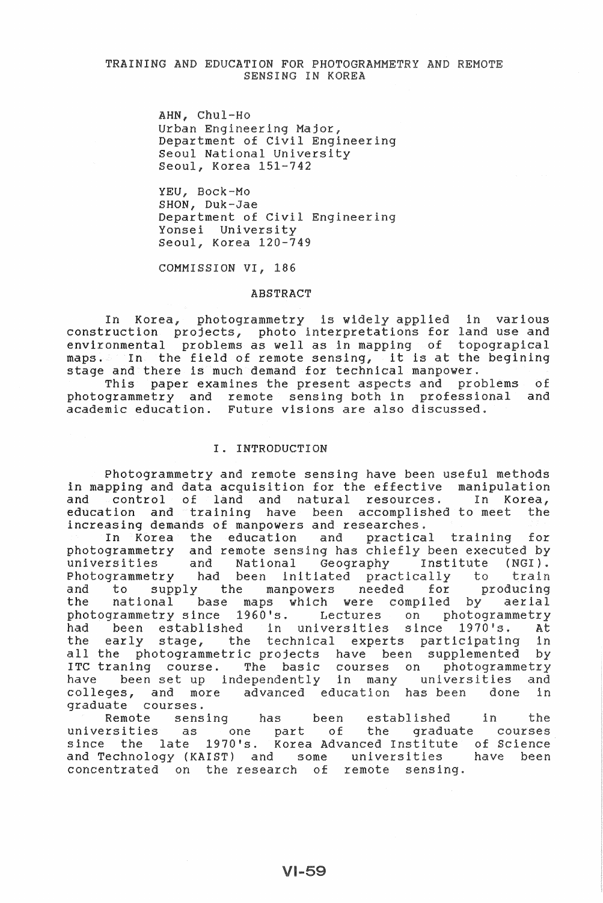# TRAINING AND EDUCATION FOR PHOTOGRAMMETRY AND REMOTE SENSING IN KOREA

AHN, Chul-Ho
Urban Engineering Major,
Department of Civil Engineering
Seoul National University
Seoul, Korea 151-742

YEU, Bock-Mo
SHON, Duk-Jae
Department of Civil Engineering
Yonsei University
Seoul, Korea 120-749

COMMISSION VI, 186

## ABSTRACT

In Korea, photogrammetry is widely applied in various construction projects, photo interpretations for land use and environmental problems as well as in mapping of topograpical maps. In the field of remote sensing, it is at the begining stage and there is much demand for technical manpower.

This paper examines the present aspects and problems of photogrammetry and remote sensing both in professional and academic education. Future visions are also discussed.

## I. INTRODUCTION

Photogrammetry and remote sensing have been useful methods in mapping and data acquisition for the effective manipulation and control of land and natural resources. In Korea, education and training have been accomplished to meet the increasing demands of manpowers and researches.

In Korea the education and practical training for photogrammetry and remote sensing has chiefly been executed by universities and National Geography Institute (NGI). Photogrammetry had been initiated practically to train and to supply the manpowers needed for producing the national base maps which were compiled by aerial photogrammetry since 1960's. Lectures on photogrammetry had been established in universities since 1970's. At the early stage, the technical experts participating in all the photogrammetric projects have been supplemented by ITC traning course. The basic courses on photogrammetry have been set up independently in many universities and colleges, and more advanced education has been done in graduate courses.

Remote sensing has been established in the universities as one part of the graduate courses since the late 1970's. Korea Advanced Institute of Science and Technology (KAIST) and some universities have been concentrated on the research of remote sensing.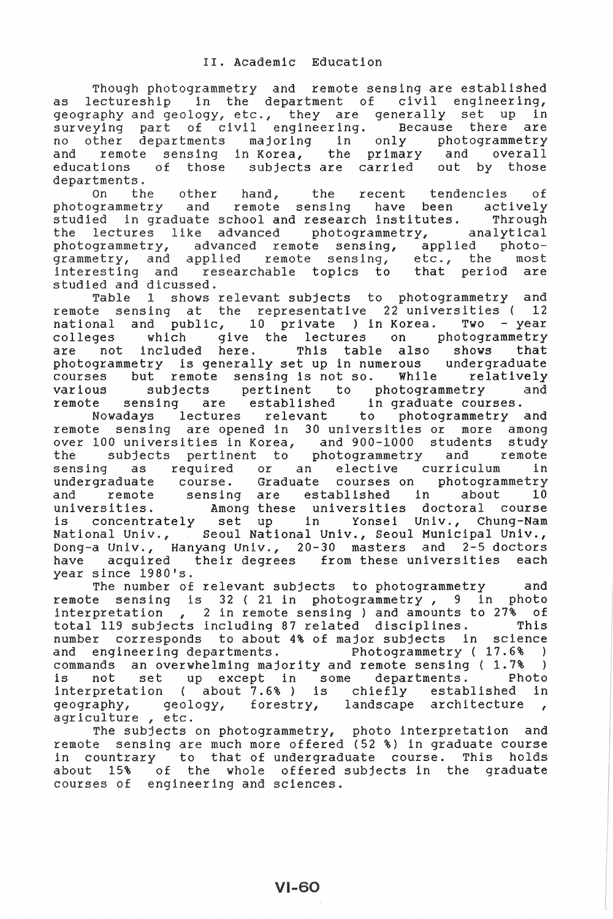## II. Academic Education

Though photogrammetry and remote sensing are established as lectureship in the department of civil engineering, geography and geology, etc., they are generally set up in surveying part of civil engineering. Because there are no other departments majoring in only photogrammetry and remote sensing in Korea, the primary and overall educations of those subjects are carried out by those departments.

On the other hand, the recent tendencies of photogrammetry and remote sensing have been actively studied in graduate school and research institutes. Through the lectures like advanced photogrammetry, analytical photogrammetry, advanced remote sensing, applied photogrammetry, and applied remote sensing, etc., the most interesting and researchable topics to that period are studied and dicussed.

Table 1 shows relevant subjects to photogrammetry and remote sensing at the representative 22 universities ( 12 national and public, 10 private ) in Korea. Two - year colleges which give the lectures on photogrammetry are not included here. This table also shows that photogrammetry is generally set up in numerous undergraduate courses but remote sensing is not so. While relatively various subjects pertinent to photogrammetry and remote sensing are established in graduate courses.

Nowadays lectures relevant to photogrammetry and remote sensing are opened in 30 universities or more among over 100 universities in Korea, and 900-1000 students study the subjects pertinent to photogrammetry and remote sensing as required or an elective curriculum in undergraduate course. Graduate courses on photogrammetry and remote sensing are established in about 10 universities. Among these universities doctoral course is concentrately set up in Yonsei Univ., Chung-Nam National Univ., Seoul National Univ., Seoul Municipal Univ., Dong-a Univ., Hanyang Univ., 20-30 masters and 2-5 doctors have acquired their degrees from these universities each year since 1980's.

The number of relevant subjects to photogrammetry and remote sensing is 32 ( 21 in photogrammetry , 9 in photo interpretation , 2 in remote sensing ) and amounts to 27% of total 119 subjects including 87 related disciplines. This number corresponds to about 4% of major subjects in science and engineering departments. Photogrammetry ( 17.6% ) commands an overwhelming majority and remote sensing ( 1.7% ) is not set up except in some departments. Photo interpretation ( about 7.6% ) is chiefly established in geography, geology, forestry, landscape architecture , agriculture , etc.

The subjects on photogrammetry, photo interpretation and remote sensing are much more offered (52 %) in graduate course in countrary to that of undergraduate course. This holds about 15% of the whole offered subjects in the graduate courses of engineering and sciences.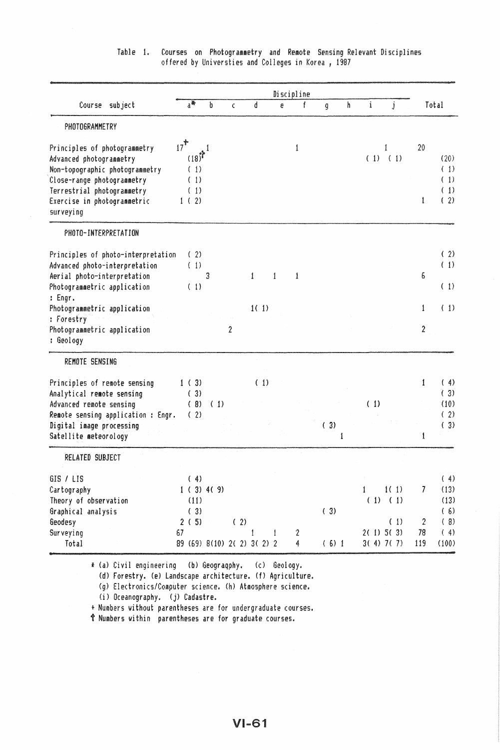Table 1. Courses on Photogrammetry and Remote Sensing Relevant Disciplines offered by Universties and Colleges in Korea , 1987

| Course subject | Discipline | | | | | | | | | | Total | |
|---|---|---|---|---|---|---|---|---|---|---|---|---|
| | a* | b | c | d | e | f | g | h | i | j | | |
| **PHOTOGRAMMETRY** | | | | | | | | | | | | |
| Principles of photogrammetry | 17+ | 1 | | | | 1 | | | | 1 | 20 | |
| Advanced photogrammetry | (18)† | | | | | | | | (1) | (1) | | (20) |
| Non-topographic photogrammetry | (1) | | | | | | | | | | | (1) |
| Close-range photogrammetry | (1) | | | | | | | | | | | (1) |
| Terrestrial photogrammetry | (1) | | | | | | | | | | | (1) |
| Exercise in photogrammetric surveying | 1 (2) | | | | | | | | | | 1 | (2) |
| **PHOTO-INTERPRETATION** | | | | | | | | | | | | |
| Principles of photo-interpretation | (2) | | | | | | | | | | | (2) |
| Advanced photo-interpretation | (1) | | | | | | | | | | | (1) |
| Aerial photo-interpretation | | 3 | | 1 | 1 | 1 | | | | | 6 | |
| Photogrammetric application : Engr. | (1) | | | | | | | | | | | (1) |
| Photogrammetric application : Forestry | | | | 1(1) | | | | | | | 1 | (1) |
| Photogrammetric application : Geology | | | 2 | | | | | | | | 2 | |
| **REMOTE SENSING** | | | | | | | | | | | | |
| Principles of remote sensing | 1 (3) | | | (1) | | | | | | | 1 | (4) |
| Analytical remote sensing | (3) | | | | | | | | | | | (3) |
| Advanced remote sensing | (8) | (1) | | | | | | | (1) | | | (10) |
| Remote sensing application : Engr. | (2) | | | | | | | | | | | (2) |
| Digital image processing | | | | | | | (3) | | | | | (3) |
| Satellite meteorology | | | | | | | | 1 | | | 1 | |
| **RELATED SUBJECT** | | | | | | | | | | | | |
| GIS / LIS | (4) | | | | | | | | | | | (4) |
| Cartography | 1 (3) | 4(9) | | | | | | | 1 | 1(1) | 7 | (13) |
| Theory of observation | (11) | | | | | | | | (1) | (1) | | (13) |
| Graphical analysis | (3) | | | | | | (3) | | | | | (6) |
| Geodesy | 2 (5) | | (2) | | | | | | | (1) | 2 | (8) |
| Surveying | 67 | | | 1 | 1 | 2 | | | 2(1) | 5(3) | 78 | (4) |
| Total | 89 (69) | 8(10) | 2(2) | 3(2) | 2 | 4 | (6) | 1 | 3(4) | 7(7) | 119 | (100) |

\* (a) Civil engineering (b) Geograqphy. (c) Geology. (d) Forestry. (e) Landscape architecture. (f) Agriculture. (g) Electronics/Computer science. (h) Atmosphere science. (i) Oceanography. (j) Cadastre.

+ Numbers without parentheses are for undergraduate courses.

† Numbers within parentheses are for graduate courses.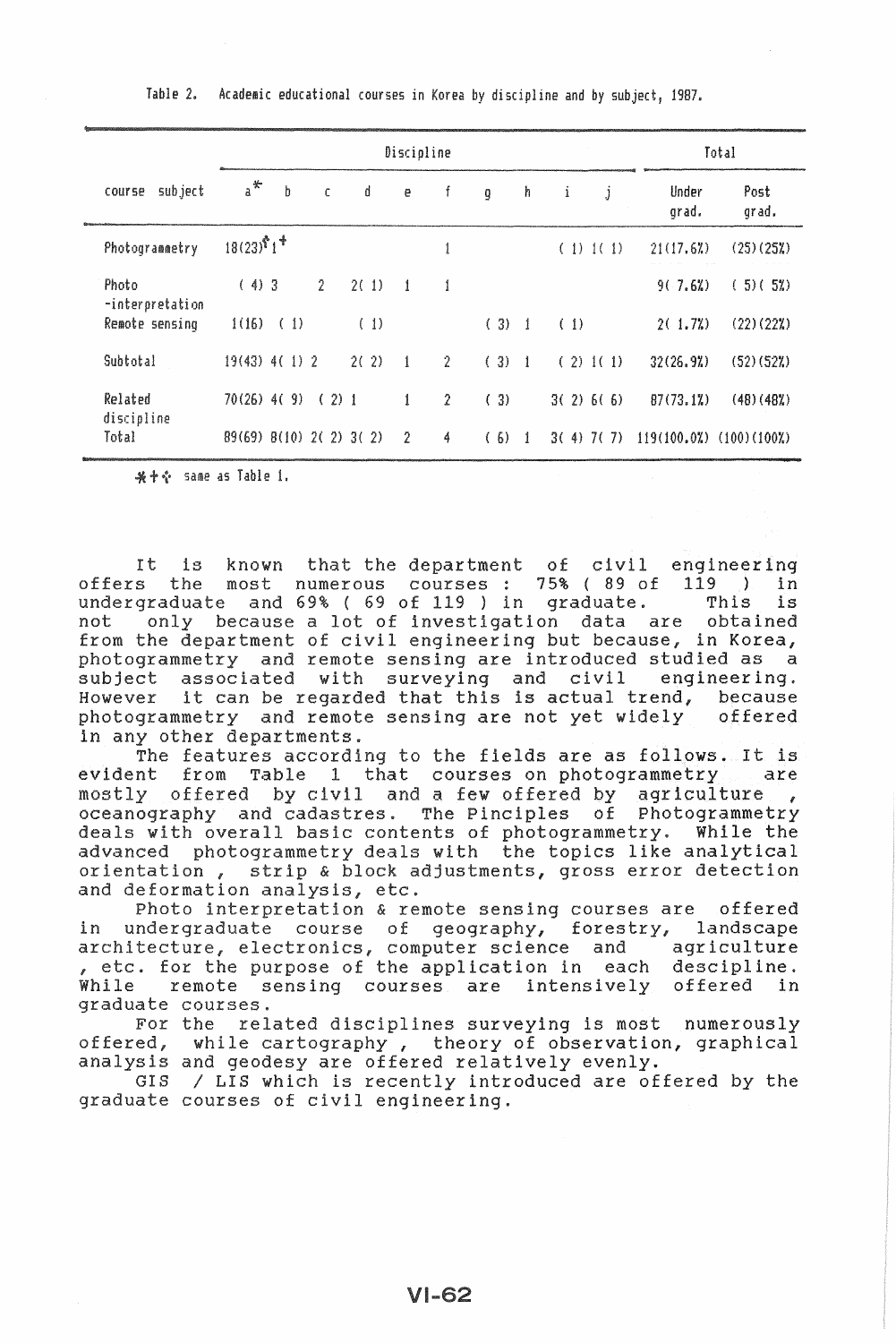Table 2. Academic educational courses in Korea by discipline and by subject, 1987.

| course subject | Discipline | | | | | | | | | | Total | |
|---|---|---|---|---|---|---|---|---|---|---|---|---|
| | a* | b | c | d | e | f | g | h | i | j | Under grad. | Post grad. |
| Photogrammetry | 18(23)[✧] | 1[+] | | | | 1 | | | ( 1) | 1( 1) | 21(17.6%) | (25)(25%) |
| Photo -interpretation | ( 4) | 3 | 2 | 2( 1) | 1 | 1 | | | | | 9( 7.6%) | ( 5)( 5%) |
| Remote sensing | 1(16) | ( 1) | | ( 1) | | | ( 3) | 1 | ( 1) | | 2( 1.7%) | (22)(22%) |
| Subtotal | 19(43) | 4( 1) | 2 | 2( 2) | 1 | 2 | ( 3) | 1 | ( 2) | 1( 1) | 32(26.9%) | (52)(52%) |
| Related discipline | 70(26) | 4( 9) | ( 2) | 1 | 1 | 2 | ( 3) | | 3( 2) | 6( 6) | 87(73.1%) | (48)(48%) |
| Total | 89(69) | 8(10) | 2( 2) | 3( 2) | 2 | 4 | ( 6) | 1 | 3( 4) | 7( 7) | 119(100.0%) | (100)(100%) |

*+✧ same as Table 1.

It is known that the department of civil engineering offers the most numerous courses : 75% ( 89 of 119 ) in undergraduate and 69% ( 69 of 119 ) in graduate. This is not only because a lot of investigation data are obtained from the department of civil engineering but because, in Korea, photogrammetry and remote sensing are introduced studied as a subject associated with surveying and civil engineering. However it can be regarded that this is actual trend, because photogrammetry and remote sensing are not yet widely offered in any other departments.

The features according to the fields are as follows. It is evident from Table 1 that courses on photogrammetry are mostly offered by civil and a few offered by agriculture , oceanography and cadastres. The Pinciples of Photogrammetry deals with overall basic contents of photogrammetry. While the advanced photogrammetry deals with the topics like analytical orientation , strip & block adjustments, gross error detection and deformation analysis, etc.

Photo interpretation & remote sensing courses are offered in undergraduate course of geography, forestry, landscape architecture, electronics, computer science and agriculture , etc. for the purpose of the application in each descipline. While remote sensing courses are intensively offered in graduate courses.

For the related disciplines surveying is most numerously offered, while cartography , theory of observation, graphical analysis and geodesy are offered relatively evenly.

GIS / LIS which is recently introduced are offered by the graduate courses of civil engineering.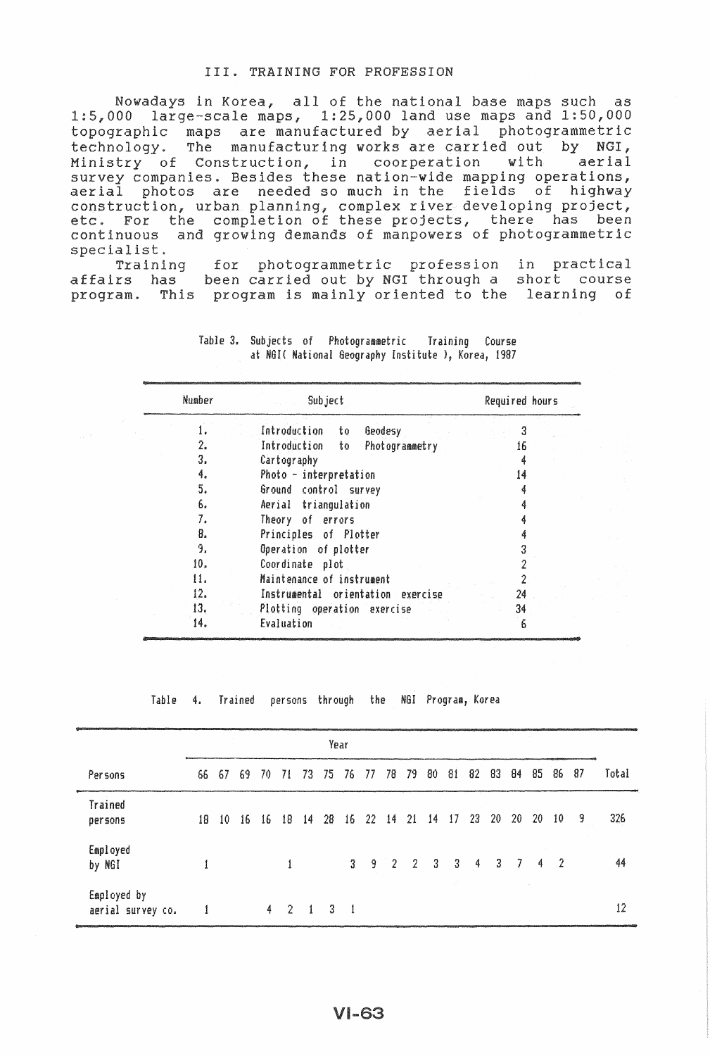## III. TRAINING FOR PROFESSION

Nowadays in Korea, all of the national base maps such as 1:5,000 large-scale maps, 1:25,000 land use maps and 1:50,000 topographic maps are manufactured by aerial photogrammetric technology. The manufacturing works are carried out by NGI, Ministry of Construction, in coorperation with aerial survey companies. Besides these nation-wide mapping operations, aerial photos are needed so much in the fields of highway construction, urban planning, complex river developing project, etc. For the completion of these projects, there has been continuous and growing demands of manpowers of photogrammetric specialist.

Training for photogrammetric profession in practical affairs has been carried out by NGI through a short course program. This program is mainly oriented to the learning of

Table 3. Subjects of Photogrammetric Training Course at NGI( National Geography Institute ), Korea, 1987

| Number | Subject | Required hours |
|---|---|---|
| 1. | Introduction to Geodesy | 3 |
| 2. | Introduction to Photogrammetry | 16 |
| 3. | Cartography | 4 |
| 4. | Photo - interpretation | 14 |
| 5. | Ground control survey | 4 |
| 6. | Aerial triangulation | 4 |
| 7. | Theory of errors | 4 |
| 8. | Principles of Plotter | 4 |
| 9. | Operation of plotter | 3 |
| 10. | Coordinate plot | 2 |
| 11. | Maintenance of instrument | 2 |
| 12. | Instrumental orientation exercise | 24 |
| 13. | Plotting operation exercise | 34 |
| 14. | Evaluation | 6 |

Table 4. Trained persons through the NGI Program, Korea

| | Year | | | | | | | | | | | | | | | | | | | |
|---|---|---|---|---|---|---|---|---|---|---|---|---|---|---|---|---|---|---|---|---|
| Persons | 66 | 67 | 69 | 70 | 71 | 73 | 75 | 76 | 77 | 78 | 79 | 80 | 81 | 82 | 83 | 84 | 85 | 86 | 87 | Total |
| Trained persons | 18 | 10 | 16 | 16 | 18 | 14 | 28 | 16 | 22 | 14 | 21 | 14 | 17 | 23 | 20 | 20 | 20 | 10 | 9 | 326 |
| Employed by NGI | 1 | | | | 1 | | | 3 | 9 | 2 | 2 | 3 | 3 | 4 | 3 | 7 | 4 | 2 | | 44 |
| Employed by aerial survey co. | 1 | | | 4 | 2 | 1 | 3 | 1 | | | | | | | | | | | | 12 |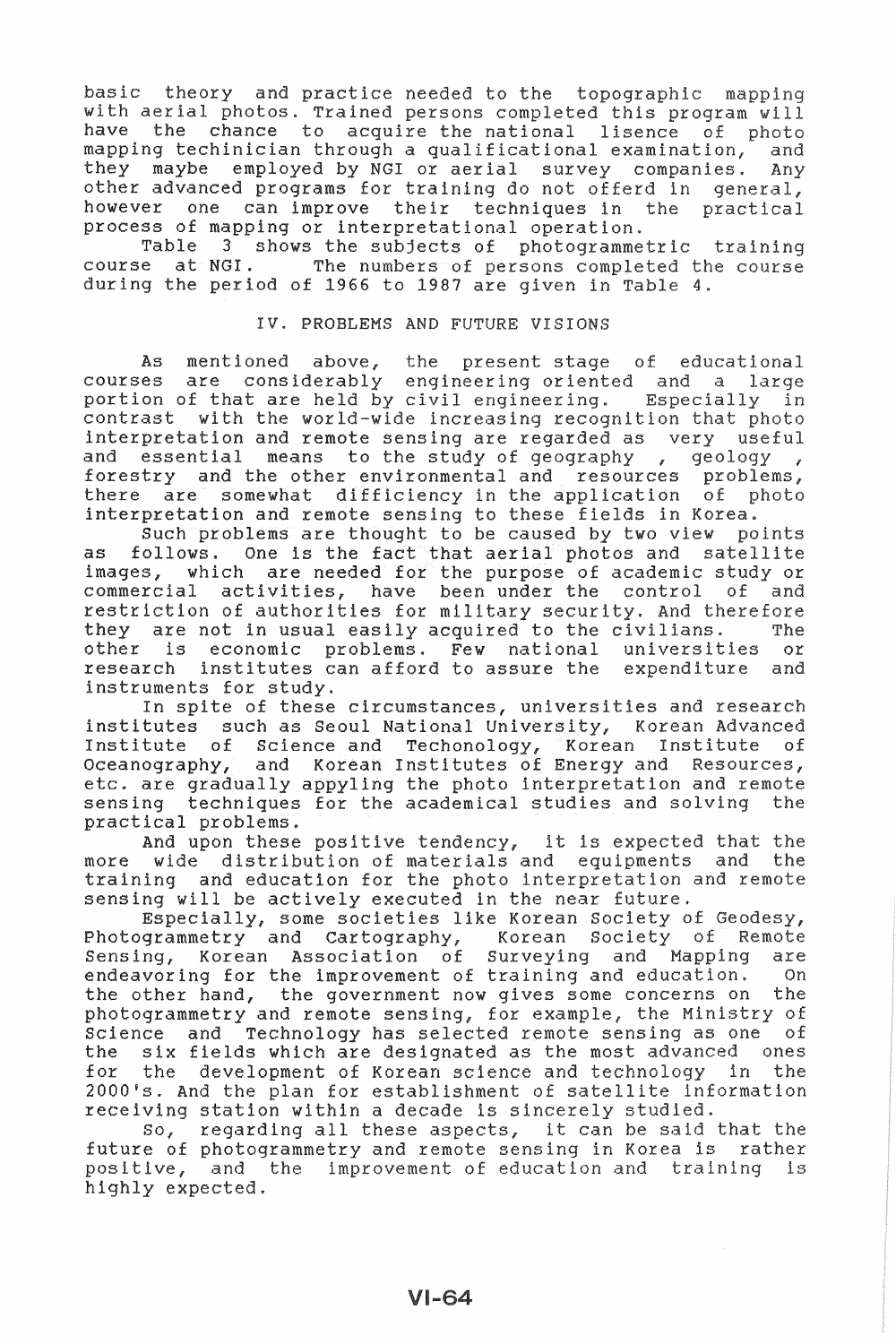basic theory and practice needed to the topographic mapping with aerial photos. Trained persons completed this program will have the chance to acquire the national lisence of photo mapping techinician through a qualificational examination, and they maybe employed by NGI or aerial survey companies. Any other advanced programs for training do not offerd in general, however one can improve their techniques in the practical process of mapping or interpretational operation.

Table 3 shows the subjects of photogrammetric training course at NGI. The numbers of persons completed the course during the period of 1966 to 1987 are given in Table 4.

## IV. PROBLEMS AND FUTURE VISIONS

As mentioned above, the present stage of educational courses are considerably engineering oriented and a large portion of that are held by civil engineering. Especially in contrast with the world-wide increasing recognition that photo interpretation and remote sensing are regarded as very useful and essential means to the study of geography , geology , forestry and the other environmental and resources problems, there are somewhat difficiency in the application of photo interpretation and remote sensing to these fields in Korea.

Such problems are thought to be caused by two view points as follows. One is the fact that aerial photos and satellite images, which are needed for the purpose of academic study or commercial activities, have been under the control of and restriction of authorities for military security. And therefore they are not in usual easily acquired to the civilians. The other is economic problems. Few national universities or research institutes can afford to assure the expenditure and instruments for study.

In spite of these circumstances, universities and research institutes such as Seoul National University, Korean Advanced Institute of Science and Techonology, Korean Institute of Oceanography, and Korean Institutes of Energy and Resources, etc. are gradually appyling the photo interpretation and remote sensing techniques for the academical studies and solving the practical problems.

And upon these positive tendency, it is expected that the more wide distribution of materials and equipments and the training and education for the photo interpretation and remote sensing will be actively executed in the near future.

Especially, some societies like Korean Society of Geodesy, Photogrammetry and Cartography, Korean Society of Remote Sensing, Korean Association of Surveying and Mapping are endeavoring for the improvement of training and education. On the other hand, the government now gives some concerns on the photogrammetry and remote sensing, for example, the Ministry of Science and Technology has selected remote sensing as one of the six fields which are designated as the most advanced ones for the development of Korean science and technology in the 2000's. And the plan for establishment of satellite information receiving station within a decade is sincerely studied.

So, regarding all these aspects, it can be said that the future of photogrammetry and remote sensing in Korea is rather positive, and the improvement of education and training is highly expected.